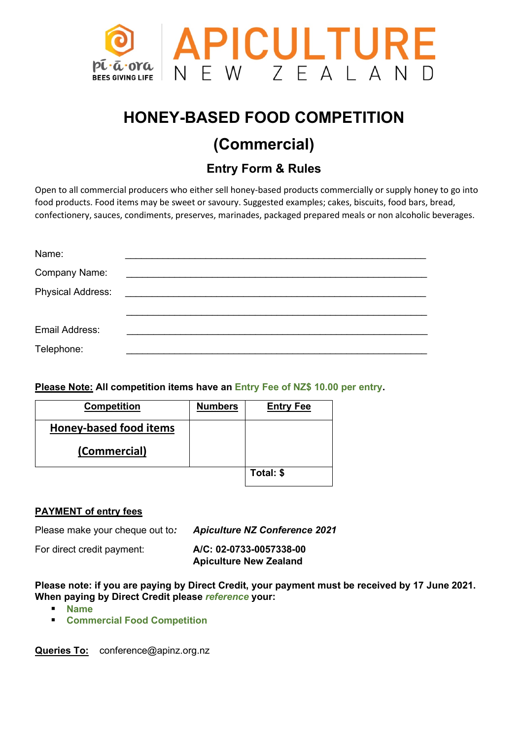pī·ā·ora BEES GIVING LIFE

APICULTURE NEW ZEALAND

# HONEY-BASED FOOD COMPETITION

# (Commercial)

## Entry Form & Rules

Open to all commercial producers who either sell honey-based products commercially or supply honey to go into food products. Food items may be sweet or savoury. Suggested examples; cakes, biscuits, food bars, bread, confectionery, sauces, condiments, preserves, marinades, packaged prepared meals or non alcoholic beverages.

Name: ____________________________________________________________

Company Name: ____________________________________________________________

Physical Address: ____________________________________________________________

____________________________________________________________

Email Address: ____________________________________________________________

Telephone: ____________________________________________________________

**Please Note: All competition items have an Entry Fee of NZ$ 10.00 per entry.**

| Competition | Numbers | Entry Fee |
|---|---|---|
| **Honey-based food items (Commercial)** | | |
| | | **Total: $** |

**PAYMENT of entry fees**

Please make your cheque out to: ***Apiculture NZ Conference 2021***

For direct credit payment: **A/C: 02-0733-0057338-00**
**Apiculture New Zealand**

**Please note: if you are paying by Direct Credit, your payment must be received by 17 June 2021. When paying by Direct Credit please *reference* your:**

- **Name**
- **Commercial Food Competition**

**Queries To:** conference@apinz.org.nz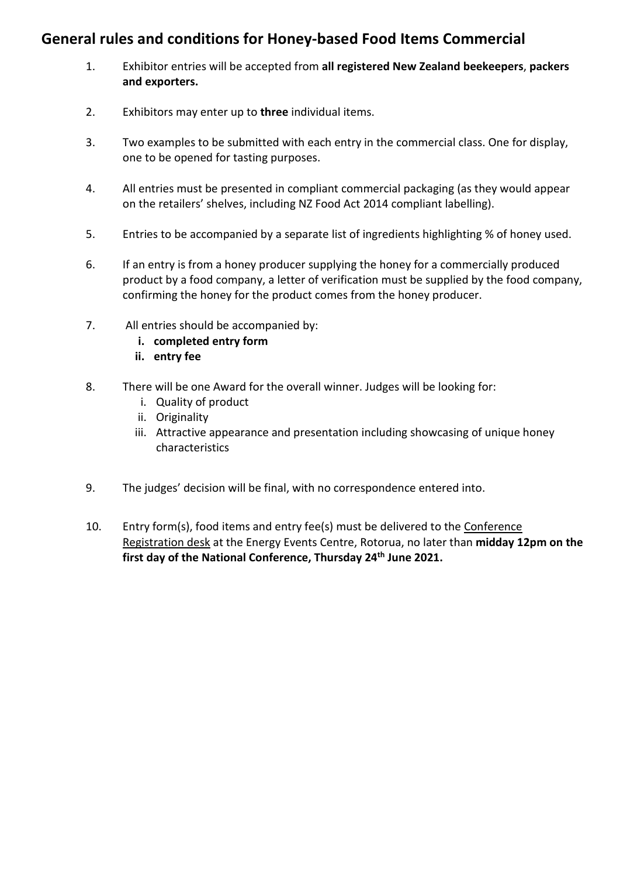## General rules and conditions for Honey-based Food Items Commercial

1. Exhibitor entries will be accepted from **all registered New Zealand beekeepers**, **packers and exporters.**

2. Exhibitors may enter up to **three** individual items.

3. Two examples to be submitted with each entry in the commercial class. One for display, one to be opened for tasting purposes.

4. All entries must be presented in compliant commercial packaging (as they would appear on the retailers' shelves, including NZ Food Act 2014 compliant labelling).

5. Entries to be accompanied by a separate list of ingredients highlighting % of honey used.

6. If an entry is from a honey producer supplying the honey for a commercially produced product by a food company, a letter of verification must be supplied by the food company, confirming the honey for the product comes from the honey producer.

7. All entries should be accompanied by:
   - **i. completed entry form**
   - **ii. entry fee**

8. There will be one Award for the overall winner. Judges will be looking for:
   - i. Quality of product
   - ii. Originality
   - iii. Attractive appearance and presentation including showcasing of unique honey characteristics

9. The judges' decision will be final, with no correspondence entered into.

10. Entry form(s), food items and entry fee(s) must be delivered to the Conference Registration desk at the Energy Events Centre, Rotorua, no later than **midday 12pm on the first day of the National Conference, Thursday 24th June 2021.**